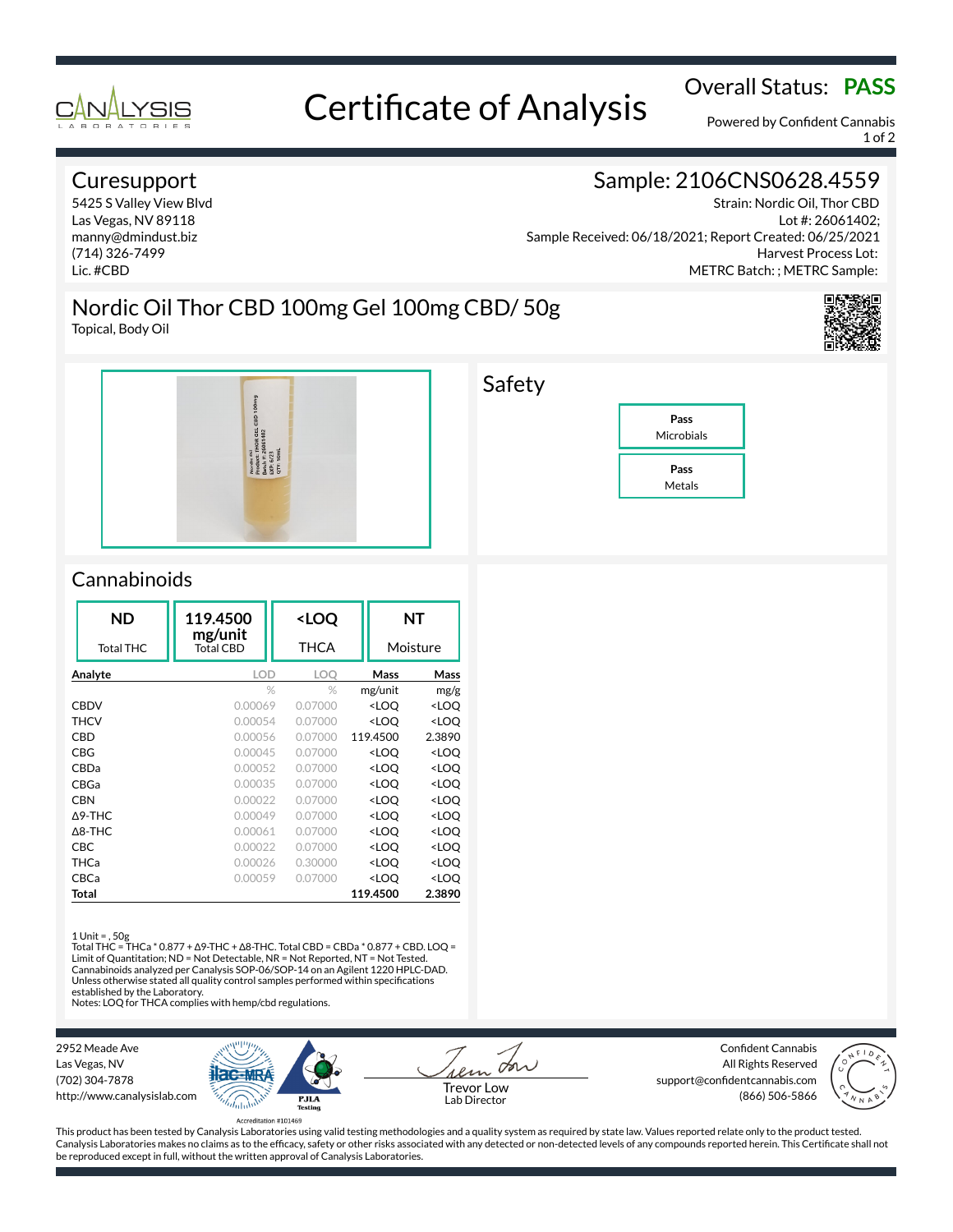# Certificate of Analysis

Overall Status: **PASS**

Powered by Confident Cannabis

## Curesupport

5425 S Valley View Blvd
Las Vegas, NV 89118
manny@dmindust.biz
(714) 326-7499
Lic. #CBD

## Sample: 2106CNS0628.4559

Strain: Nordic Oil, Thor CBD
Lot #: 26061402;
Sample Received: 06/18/2021; Report Created: 06/25/2021
Harvest Process Lot:
METRC Batch: ; METRC Sample:

## Nordic Oil Thor CBD 100mg Gel 100mg CBD/ 50g

Topical, Body Oil

## Safety

| Result | Test |
|---|---|
| Pass | Microbials |
| Pass | Metals |

## Cannabinoids

| ND | 119.4500 mg/unit | <LOQ | NT |
|---|---|---|---|
| Total THC | Total CBD | THCA | Moisture |

| Analyte | LOD | LOQ | Mass | Mass |
|---|---|---|---|---|
| | % | % | mg/unit | mg/g |
| CBDV | 0.00069 | 0.07000 | <LOQ | <LOQ |
| THCV | 0.00054 | 0.07000 | <LOQ | <LOQ |
| CBD | 0.00056 | 0.07000 | 119.4500 | 2.3890 |
| CBG | 0.00045 | 0.07000 | <LOQ | <LOQ |
| CBDa | 0.00052 | 0.07000 | <LOQ | <LOQ |
| CBGa | 0.00035 | 0.07000 | <LOQ | <LOQ |
| CBN | 0.00022 | 0.07000 | <LOQ | <LOQ |
| Δ9-THC | 0.00049 | 0.07000 | <LOQ | <LOQ |
| Δ8-THC | 0.00061 | 0.07000 | <LOQ | <LOQ |
| CBC | 0.00022 | 0.07000 | <LOQ | <LOQ |
| THCa | 0.00026 | 0.30000 | <LOQ | <LOQ |
| CBCa | 0.00059 | 0.07000 | <LOQ | <LOQ |
| **Total** | | | **119.4500** | **2.3890** |

1 Unit = , 50g
Total THC = THCa * 0.877 + Δ9-THC + Δ8-THC. Total CBD = CBDa * 0.877 + CBD. LOQ = Limit of Quantitation; ND = Not Detectable, NR = Not Reported, NT = Not Tested.
Cannabinoids analyzed per Canalysis SOP-06/SOP-14 on an Agilent 1220 HPLC-DAD.
Unless otherwise stated all quality control samples performed within specifications established by the Laboratory.
Notes: LOQ for THCA complies with hemp/cbd regulations.

2952 Meade Ave
Las Vegas, NV
(702) 304-7878
http://www.canalysislab.com

Accreditation #101469

Trevor Low
Lab Director

Confident Cannabis
All Rights Reserved
support@confidentcannabis.com
(866) 506-5866

This product has been tested by Canalysis Laboratories using valid testing methodologies and a quality system as required by state law. Values reported relate only to the product tested. Canalysis Laboratories makes no claims as to the efficacy, safety or other risks associated with any detected or non-detected levels of any compounds reported herein. This Certificate shall not be reproduced except in full, without the written approval of Canalysis Laboratories.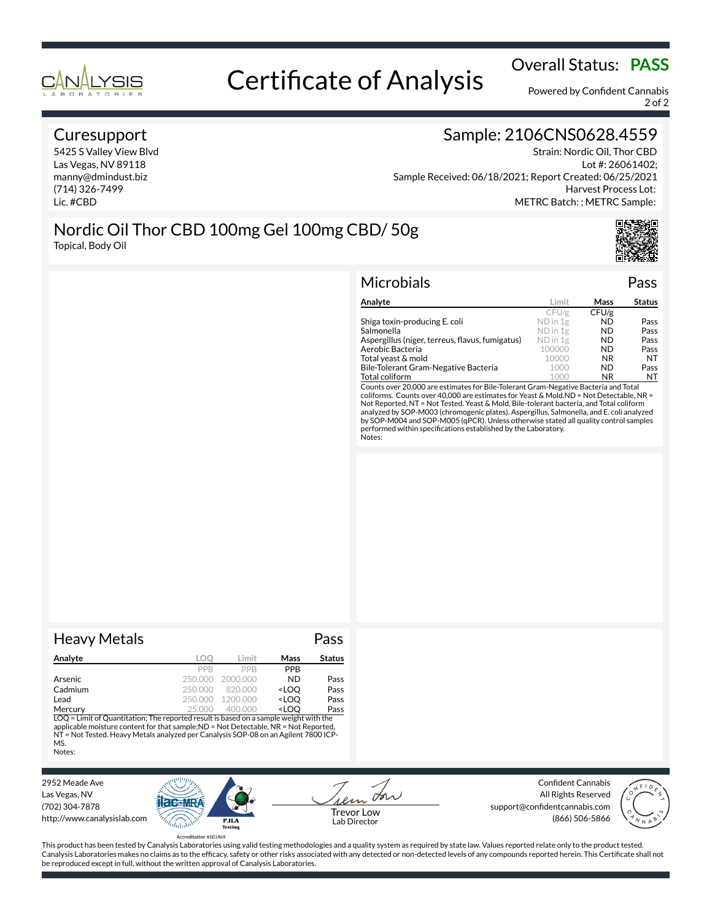# Certificate of Analysis

Overall Status: **PASS**

Powered by Confident Cannabis

## Curesupport

5425 S Valley View Blvd
Las Vegas, NV 89118
manny@dmindust.biz
(714) 326-7499
Lic. #CBD

## Sample: 2106CNS0628.4559

Strain: Nordic Oil, Thor CBD
Lot #: 26061402;
Sample Received: 06/18/2021; Report Created: 06/25/2021
Harvest Process Lot:
METRC Batch: ; METRC Sample:

## Nordic Oil Thor CBD 100mg Gel 100mg CBD/ 50g

Topical, Body Oil

### Microbials — Pass

| Analyte | Limit | Mass | Status |
|---|---|---|---|
| | CFU/g | CFU/g | |
| Shiga toxin-producing E. coli | ND in 1g | ND | Pass |
| Salmonella | ND in 1g | ND | Pass |
| Aspergillus (niger, terreus, flavus, fumigatus) | ND in 1g | ND | Pass |
| Aerobic Bacteria | 100000 | ND | Pass |
| Total yeast & mold | 10000 | NR | NT |
| Bile-Tolerant Gram-Negative Bacteria | 1000 | ND | Pass |
| Total coliform | 1000 | NR | NT |

Counts over 20,000 are estimates for Bile-Tolerant Gram-Negative Bacteria and Total coliforms. Counts over 40,000 are estimates for Yeast & Mold.ND = Not Detectable, NR = Not Reported, NT = Not Tested. Yeast & Mold, Bile-tolerant bacteria, and Total coliform analyzed by SOP-M003 (chromogenic plates). Aspergillus, Salmonella, and E. coli analyzed by SOP-M004 and SOP-M005 (qPCR). Unless otherwise stated all quality control samples performed within specifications established by the Laboratory.
Notes:

### Heavy Metals — Pass

| Analyte | LOQ | Limit | Mass | Status |
|---|---|---|---|---|
| | PPB | PPB | PPB | |
| Arsenic | 250.000 | 2000.000 | ND | Pass |
| Cadmium | 250.000 | 820.000 | <LOQ | Pass |
| Lead | 250.000 | 1200.000 | <LOQ | Pass |
| Mercury | 25.000 | 400.000 | <LOQ | Pass |

LOQ = Limit of Quantitation; The reported result is based on a sample weight with the applicable moisture content for that sample;ND = Not Detectable, NR = Not Reported, NT = Not Tested. Heavy Metals analyzed per Canalysis SOP-08 on an Agilent 7800 ICP-MS.
Notes:

2952 Meade Ave
Las Vegas, NV
(702) 304-7878
http://www.canalysislab.com

Accreditation #101469

Trevor Low
Lab Director

Confident Cannabis
All Rights Reserved
support@confidentcannabis.com
(866) 506-5866

This product has been tested by Canalysis Laboratories using valid testing methodologies and a quality system as required by state law. Values reported relate only to the product tested. Canalysis Laboratories makes no claims as to the efficacy, safety or other risks associated with any detected or non-detected levels of any compounds reported herein. This Certificate shall not be reproduced except in full, without the written approval of Canalysis Laboratories.